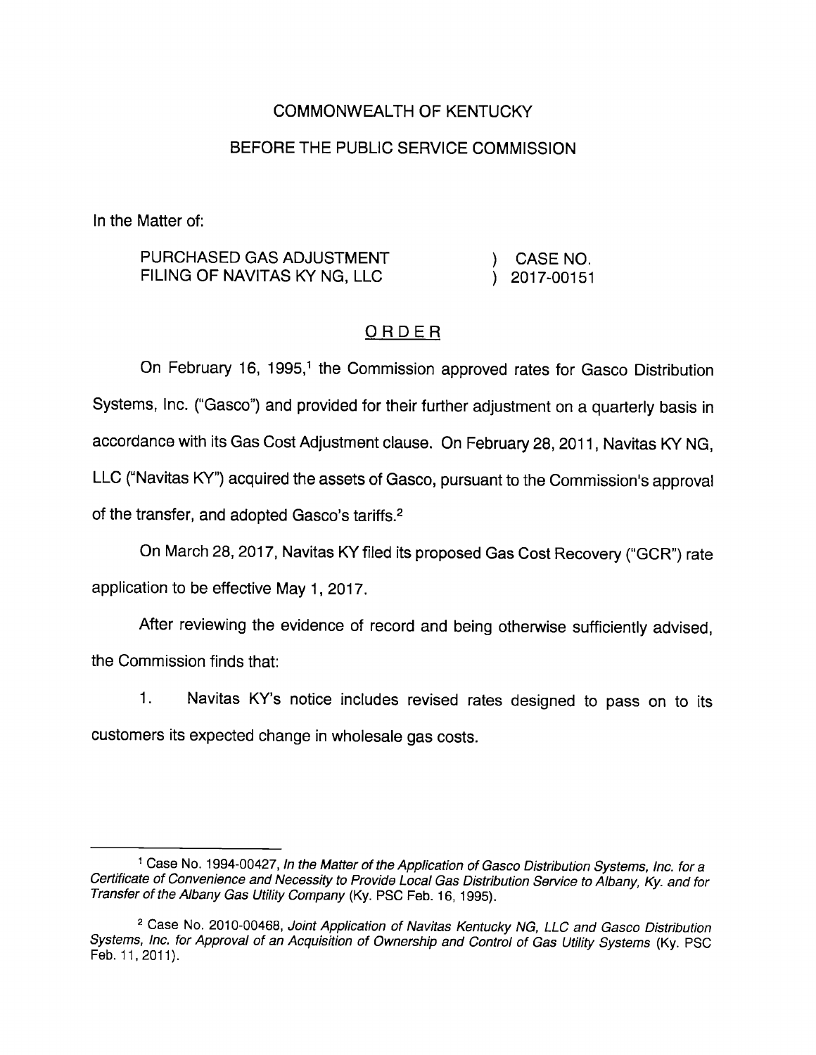COMMONWEALTH OF KENTUCKY

BEFORE THE PUBLIC SERVICE COMMISSION

In the Matter of:

| | | |
|---|---|---|
| PURCHASED GAS ADJUSTMENT FILING OF NAVITAS KY NG, LLC | ) | CASE NO. 2017-00151 |

## ORDER

On February 16, 1995,[1] the Commission approved rates for Gasco Distribution Systems, Inc. ("Gasco") and provided for their further adjustment on a quarterly basis in accordance with its Gas Cost Adjustment clause. On February 28, 2011, Navitas KY NG, LLC ("Navitas KY") acquired the assets of Gasco, pursuant to the Commission's approval of the transfer, and adopted Gasco's tariffs.[2]

On March 28, 2017, Navitas KY filed its proposed Gas Cost Recovery ("GCR") rate application to be effective May 1, 2017.

After reviewing the evidence of record and being otherwise sufficiently advised, the Commission finds that:

1. Navitas KY's notice includes revised rates designed to pass on to its customers its expected change in wholesale gas costs.

---

[1] Case No. 1994-00427, *In the Matter of the Application of Gasco Distribution Systems, Inc. for a Certificate of Convenience and Necessity to Provide Local Gas Distribution Service to Albany, Ky. and for Transfer of the Albany Gas Utility Company* (Ky. PSC Feb. 16, 1995).

[2] Case No. 2010-00468, *Joint Application of Navitas Kentucky NG, LLC and Gasco Distribution Systems, Inc. for Approval of an Acquisition of Ownership and Control of Gas Utility Systems* (Ky. PSC Feb. 11, 2011).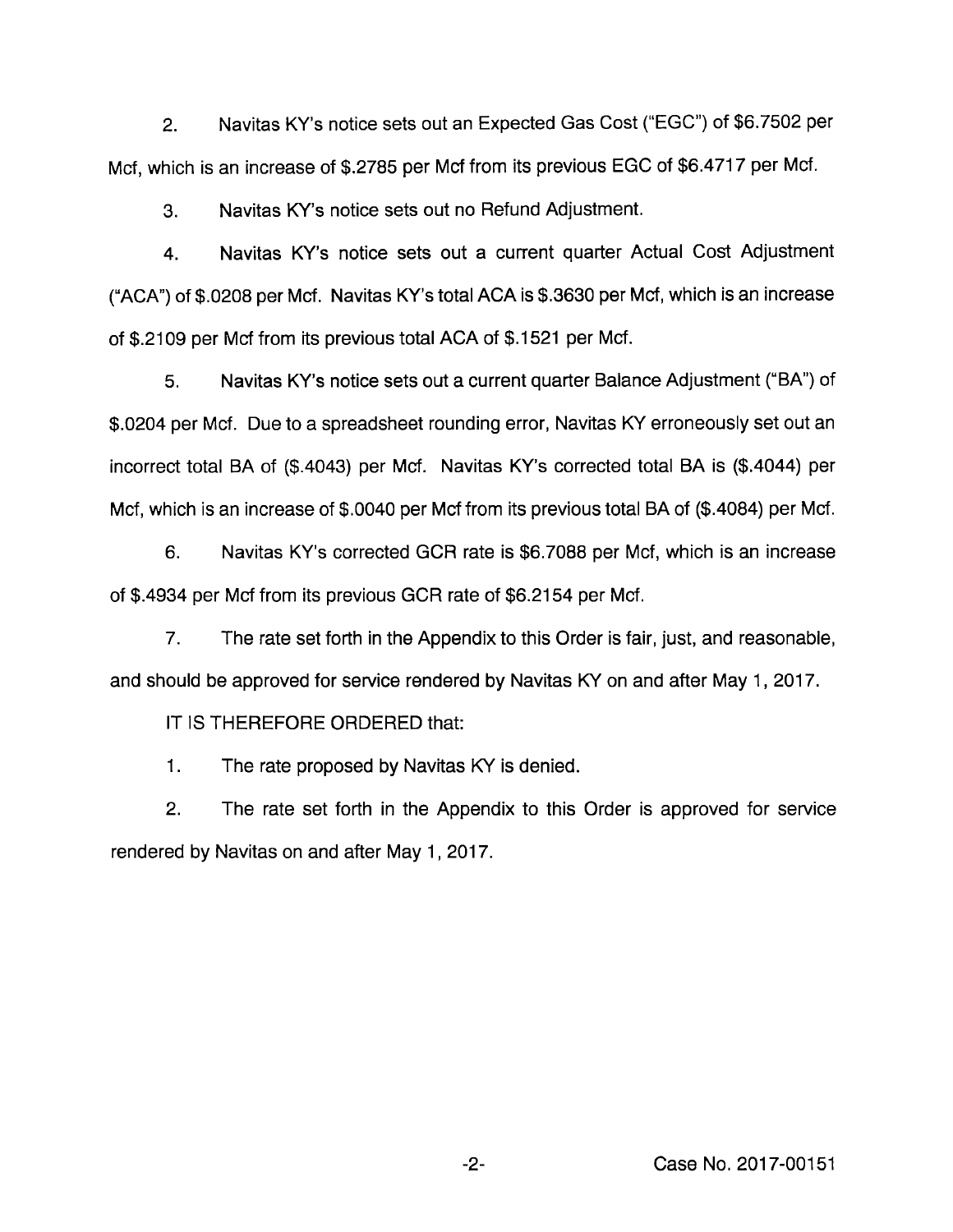2. Navitas KY's notice sets out an Expected Gas Cost ("EGC") of $6.7502 per Mcf, which is an increase of $.2785 per Mcf from its previous EGC of $6.4717 per Mcf.

3. Navitas KY's notice sets out no Refund Adjustment.

4. Navitas KY's notice sets out a current quarter Actual Cost Adjustment ("ACA") of $.0208 per Mcf. Navitas KY's total ACA is $.3630 per Mcf, which is an increase of $.2109 per Mcf from its previous total ACA of $.1521 per Mcf.

5. Navitas KY's notice sets out a current quarter Balance Adjustment ("BA") of $.0204 per Mcf. Due to a spreadsheet rounding error, Navitas KY erroneously set out an incorrect total BA of ($.4043) per Mcf. Navitas KY's corrected total BA is ($.4044) per Mcf, which is an increase of $.0040 per Mcf from its previous total BA of ($.4084) per Mcf.

6. Navitas KY's corrected GCR rate is $6.7088 per Mcf, which is an increase of $.4934 per Mcf from its previous GCR rate of $6.2154 per Mcf.

7. The rate set forth in the Appendix to this Order is fair, just, and reasonable, and should be approved for service rendered by Navitas KY on and after May 1, 2017.

IT IS THEREFORE ORDERED that:

1. The rate proposed by Navitas KY is denied.

2. The rate set forth in the Appendix to this Order is approved for service rendered by Navitas on and after May 1, 2017.

Case No. 2017-00151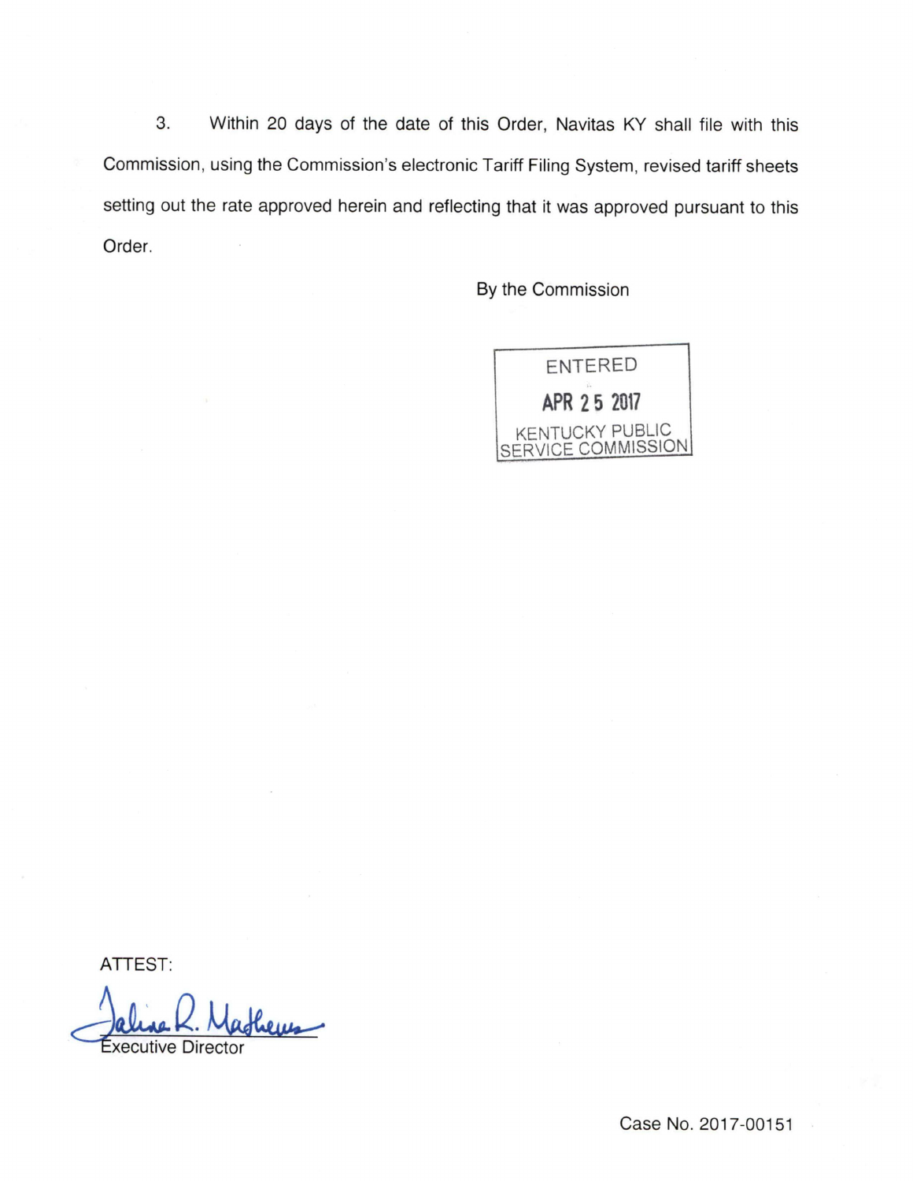3. Within 20 days of the date of this Order, Navitas KY shall file with this Commission, using the Commission's electronic Tariff Filing System, revised tariff sheets setting out the rate approved herein and reflecting that it was approved pursuant to this Order.

By the Command

ENTERED
APR 25 2017
KENTUCKY PUBLIC SERVICE COMMISSION

ATTEST:

Executive Director

Case No. 2017-00151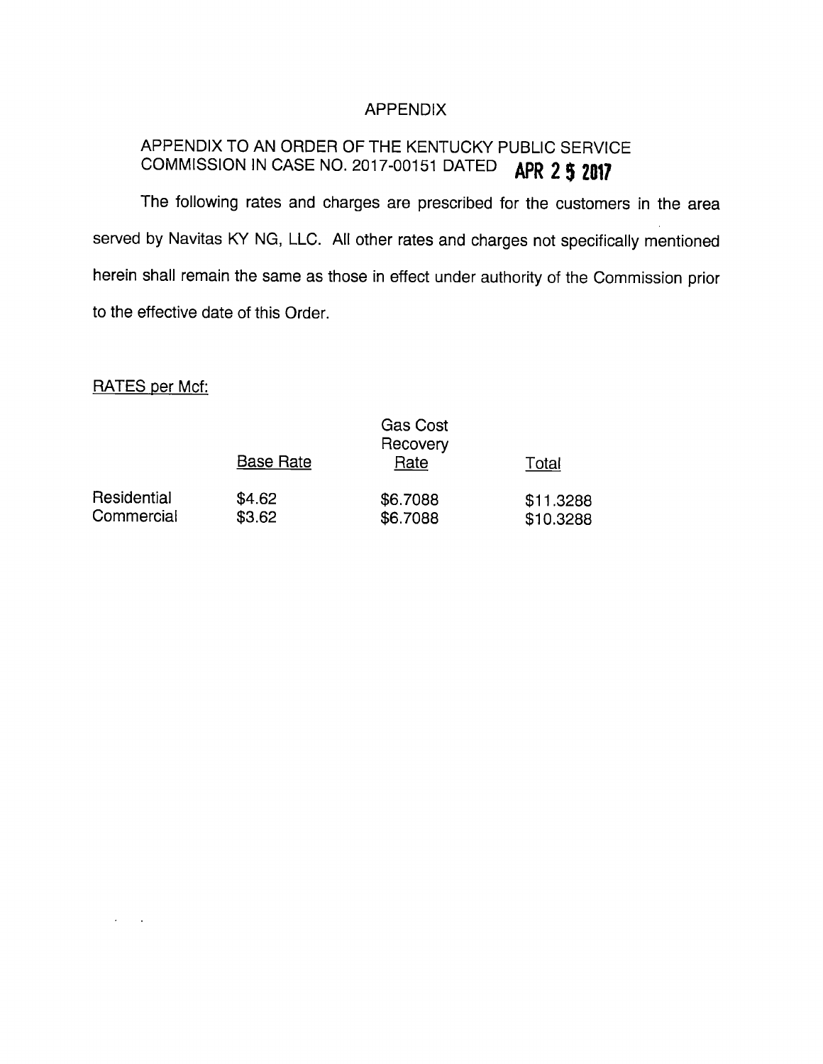# APPENDIX

## APPENDIX TO AN ORDER OF THE KENTUCKY PUBLIC SERVICE COMMISSION IN CASE NO. 2017-00151 DATED **APR 25 2017**

The following rates and charges are prescribed for the customers in the area served by Navitas KY NG, LLC. All other rates and charges not specifically mentioned herein shall remain the same as those in effect under authority of the Commission prior to the effective date of this Order.

RATES per Mcf:

| | Base Rate | Gas Cost Recovery Rate | Total |
|---|---|---|---|
| Residential | $4.62 | $6.7088 | $11.3288 |
| Commercial | $3.62 | $6.7088 | $10.3288 |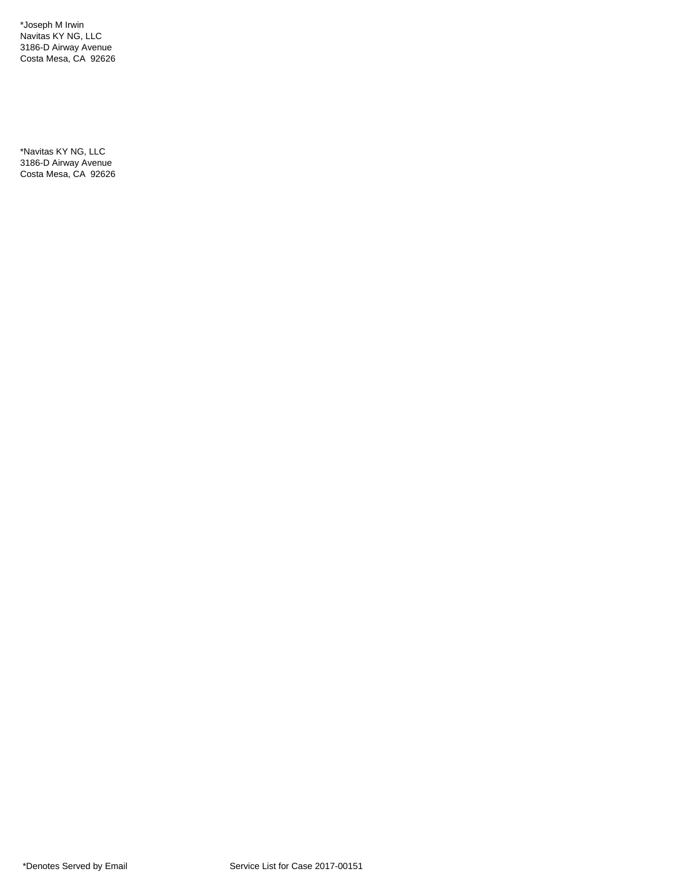*Joseph M Irwin
Navitas KY NG, LLC
3186-D Airway Avenue
Costa Mesa, CA  92626

*Navitas KY NG, LLC
3186-D Airway Avenue
Costa Mesa, CA  92626

*Denotes Served by Email

Service List for Case 2017-00151